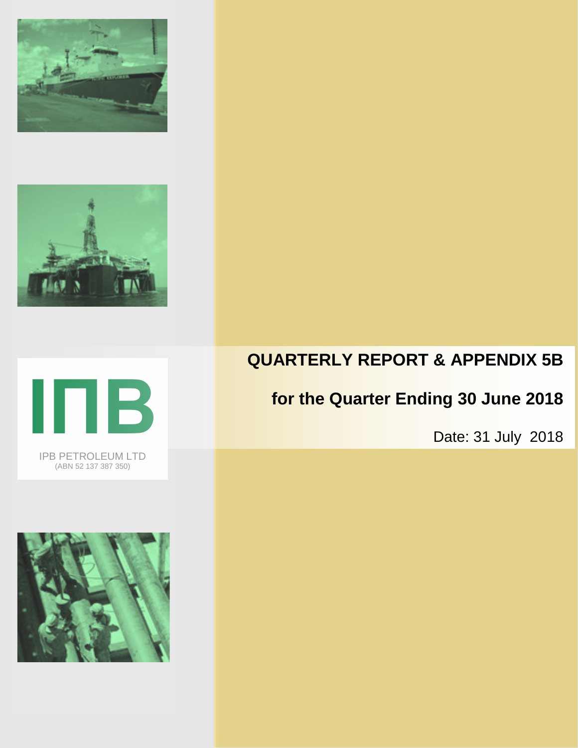IPB PETROLEUM LTD
(ABN 52 137 387 350)

# QUARTERLY REPORT & APPENDIX 5B

## for the Quarter Ending 30 June 2018

Date: 31 July 2018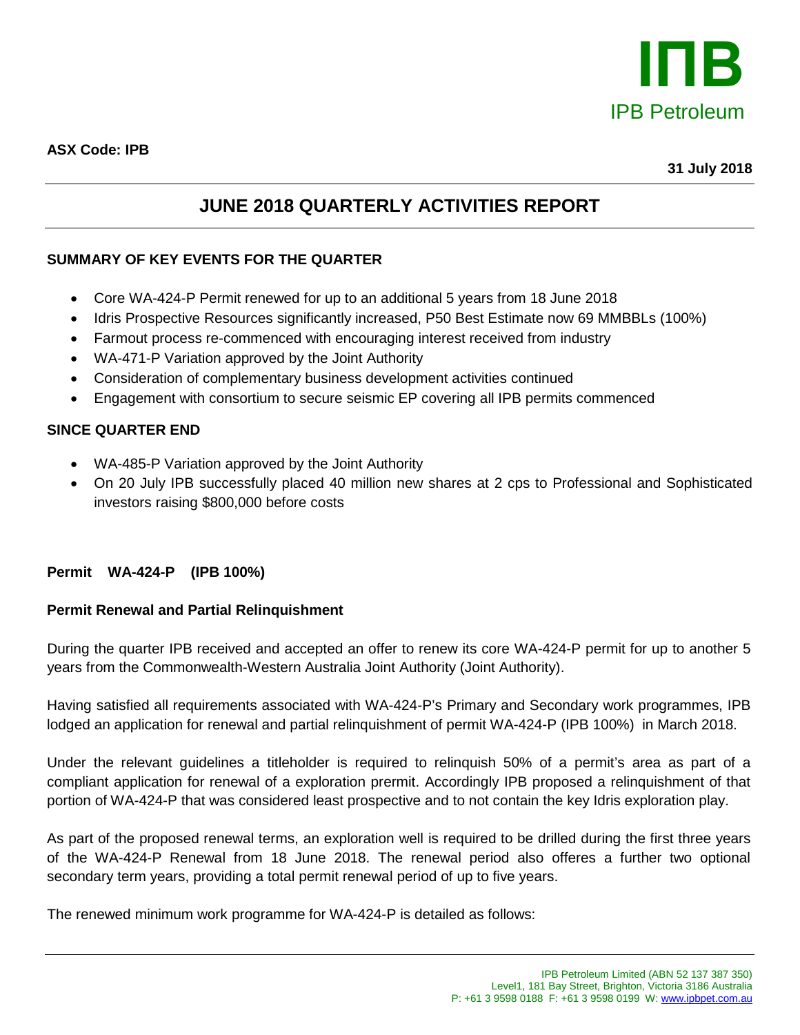**ASX Code: IPB**

**31 July 2018**

# JUNE 2018 QUARTERLY ACTIVITIES REPORT

## SUMMARY OF KEY EVENTS FOR THE QUARTER

- Core WA-424-P Permit renewed for up to an additional 5 years from 18 June 2018
- Idris Prospective Resources significantly increased, P50 Best Estimate now 69 MMBBLs (100%)
- Farmout process re-commenced with encouraging interest received from industry
- WA-471-P Variation approved by the Joint Authority
- Consideration of complementary business development activities continued
- Engagement with consortium to secure seismic EP covering all IPB permits commenced

## SINCE QUARTER END

- WA-485-P Variation approved by the Joint Authority
- On 20 July IPB successfully placed 40 million new shares at 2 cps to Professional and Sophisticated investors raising $800,000 before costs

## Permit WA-424-P (IPB 100%)

### Permit Renewal and Partial Relinquishment

During the quarter IPB received and accepted an offer to renew its core WA-424-P permit for up to another 5 years from the Commonwealth-Western Australia Joint Authority (Joint Authority).

Having satisfied all requirements associated with WA-424-P's Primary and Secondary work programmes, IPB lodged an application for renewal and partial relinquishment of permit WA-424-P (IPB 100%) in March 2018.

Under the relevant guidelines a titleholder is required to relinquish 50% of a permit's area as part of a compliant application for renewal of a exploration prermit. Accordingly IPB proposed a relinquishment of that portion of WA-424-P that was considered least prospective and to not contain the key Idris exploration play.

As part of the proposed renewal terms, an exploration well is required to be drilled during the first three years of the WA-424-P Renewal from 18 June 2018. The renewal period also offeres a further two optional secondary term years, providing a total permit renewal period of up to five years.

The renewed minimum work programme for WA-424-P is detailed as follows: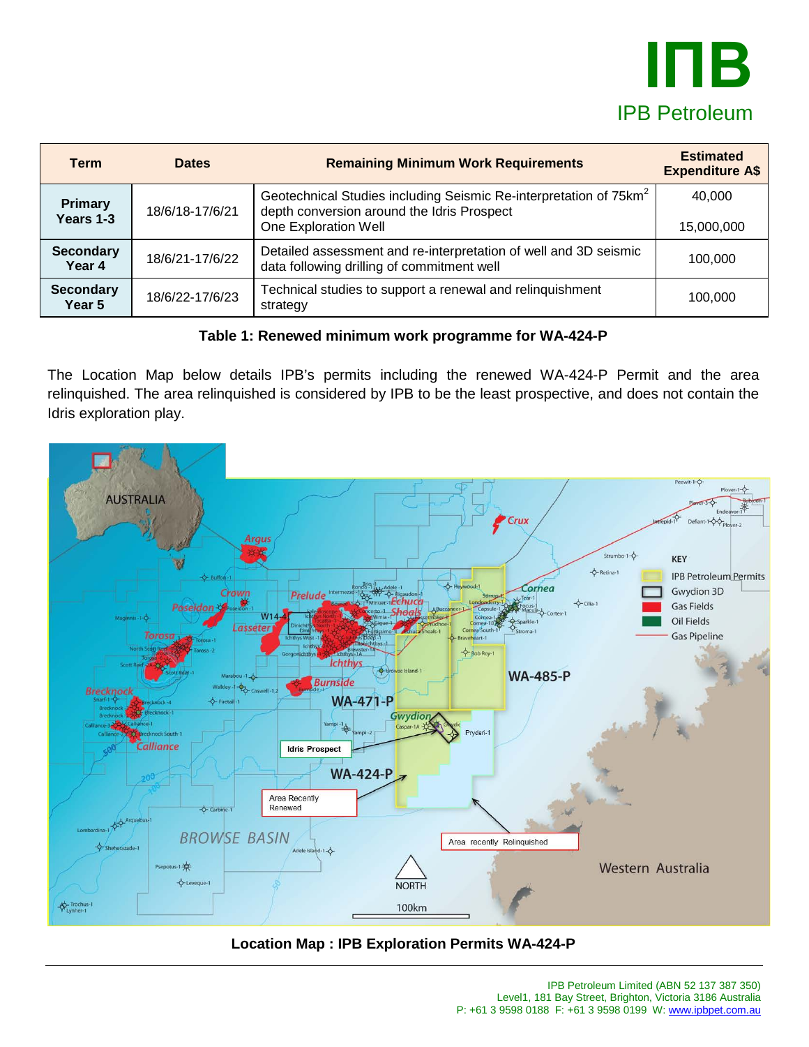| Term | Dates | Remaining Minimum Work Requirements | Estimated Expenditure A$ |
|---|---|---|---|
| Primary Years 1-3 | 18/6/18-17/6/21 | Geotechnical Studies including Seismic Re-interpretation of 75km[2] depth conversion around the Idris Prospect | 40,000 |
| | | One Exploration Well | 15,000,000 |
| Secondary Year 4 | 18/6/21-17/6/22 | Detailed assessment and re-interpretation of well and 3D seismic data following drilling of commitment well | 100,000 |
| Secondary Year 5 | 18/6/22-17/6/23 | Technical studies to support a renewal and relinquishment strategy | 100,000 |

**Table 1: Renewed minimum work programme for WA-424-P**

The Location Map below details IPB's permits including the renewed WA-424-P Permit and the area relinquished. The area relinquished is considered by IPB to be the least prospective, and does not contain the Idris exploration play.

**Location Map : IPB Exploration Permits WA-424-P**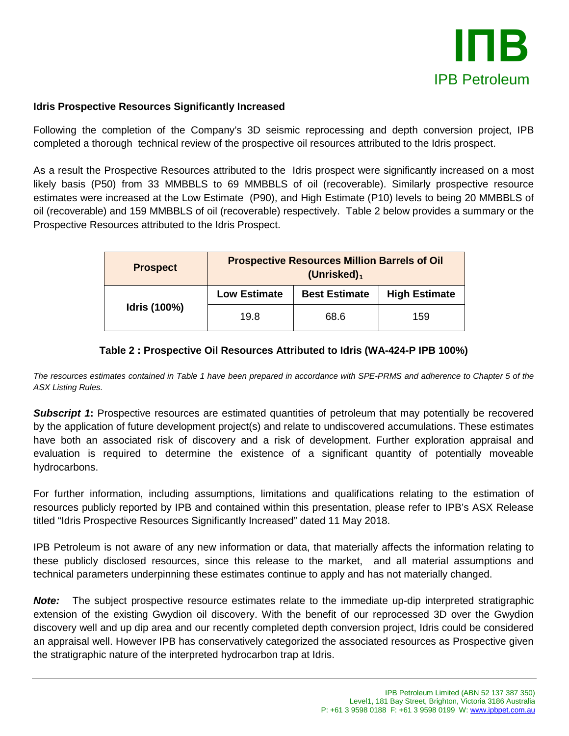**Idris Prospective Resources Significantly Increased**

Following the completion of the Company's 3D seismic reprocessing and depth conversion project, IPB completed a thorough technical review of the prospective oil resources attributed to the Idris prospect.

As a result the Prospective Resources attributed to the Idris prospect were significantly increased on a most likely basis (P50) from 33 MMBBLS to 69 MMBBLS of oil (recoverable). Similarly prospective resource estimates were increased at the Low Estimate (P90), and High Estimate (P10) levels to being 20 MMBBLS of oil (recoverable) and 159 MMBBLS of oil (recoverable) respectively. Table 2 below provides a summary or the Prospective Resources attributed to the Idris Prospect.

| Prospect | Prospective Resources Million Barrels of Oil (Unrisked)$_1$ | | |
|---|---|---|---|
| | Low Estimate | Best Estimate | High Estimate |
| Idris (100%) | 19.8 | 68.6 | 159 |

**Table 2 : Prospective Oil Resources Attributed to Idris (WA-424-P IPB 100%)**

*The resources estimates contained in Table 1 have been prepared in accordance with SPE-PRMS and adherence to Chapter 5 of the ASX Listing Rules.*

***Subscript 1*:** Prospective resources are estimated quantities of petroleum that may potentially be recovered by the application of future development project(s) and relate to undiscovered accumulations. These estimates have both an associated risk of discovery and a risk of development. Further exploration appraisal and evaluation is required to determine the existence of a significant quantity of potentially moveable hydrocarbons.

For further information, including assumptions, limitations and qualifications relating to the estimation of resources publicly reported by IPB and contained within this presentation, please refer to IPB's ASX Release titled "Idris Prospective Resources Significantly Increased" dated 11 May 2018.

IPB Petroleum is not aware of any new information or data, that materially affects the information relating to these publicly disclosed resources, since this release to the market, and all material assumptions and technical parameters underpinning these estimates continue to apply and has not materially changed.

***Note:*** The subject prospective resource estimates relate to the immediate up-dip interpreted stratigraphic extension of the existing Gwydion oil discovery. With the benefit of our reprocessed 3D over the Gwydion discovery well and up dip area and our recently completed depth conversion project, Idris could be considered an appraisal well. However IPB has conservatively categorized the associated resources as Prospective given the stratigraphic nature of the interpreted hydrocarbon trap at Idris.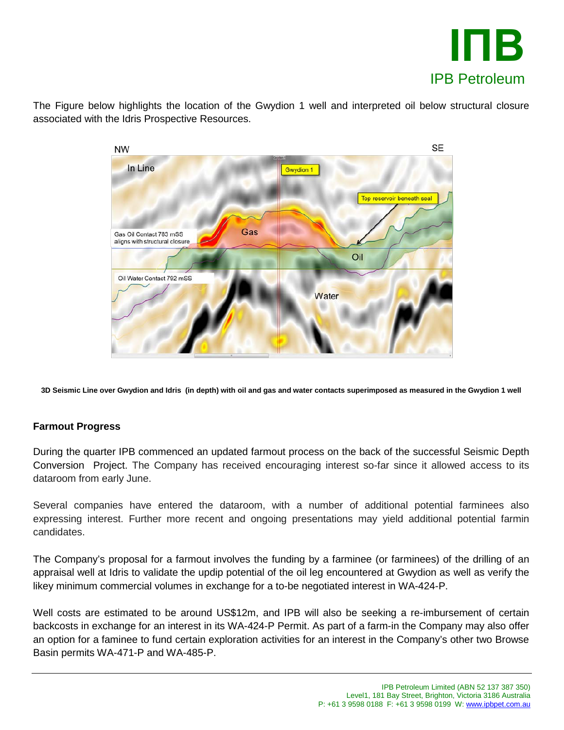The Figure below highlights the location of the Gwydion 1 well and interpreted oil below structural closure associated with the Idris Prospective Resources.

**3D Seismic Line over Gwydion and Idris (in depth) with oil and gas and water contacts superimposed as measured in the Gwydion 1 well**

### Farmout Progress

During the quarter IPB commenced an updated farmout process on the back of the successful Seismic Depth Conversion Project. The Company has received encouraging interest so-far since it allowed access to its dataroom from early June.

Several companies have entered the dataroom, with a number of additional potential farminees also expressing interest. Further more recent and ongoing presentations may yield additional potential farmin candidates.

The Company's proposal for a farmout involves the funding by a farminee (or farminees) of the drilling of an appraisal well at Idris to validate the updip potential of the oil leg encountered at Gwydion as well as verify the likey minimum commercial volumes in exchange for a to-be negotiated interest in WA-424-P.

Well costs are estimated to be around US$12m, and IPB will also be seeking a re-imbursement of certain backcosts in exchange for an interest in its WA-424-P Permit. As part of a farm-in the Company may also offer an option for a faminee to fund certain exploration activities for an interest in the Company's other two Browse Basin permits WA-471-P and WA-485-P.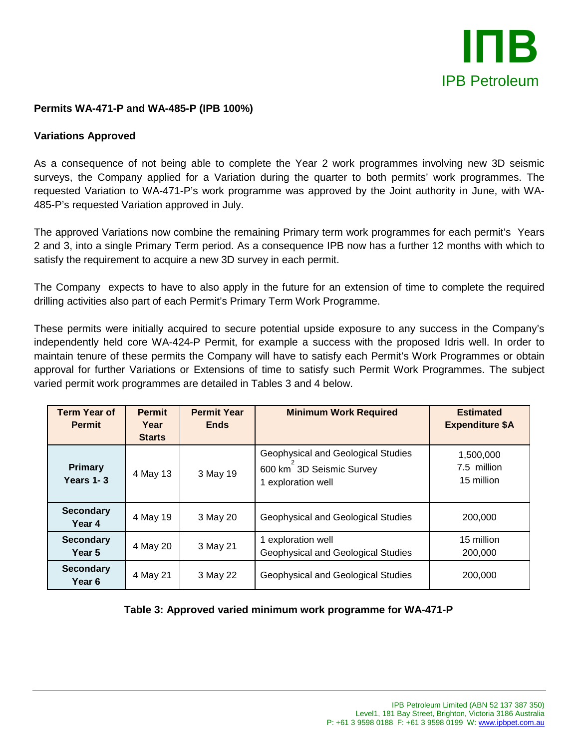**Permits WA-471-P and WA-485-P (IPB 100%)**

**Variations Approved**

As a consequence of not being able to complete the Year 2 work programmes involving new 3D seismic surveys, the Company applied for a Variation during the quarter to both permits' work programmes. The requested Variation to WA-471-P's work programme was approved by the Joint authority in June, with WA-485-P's requested Variation approved in July.

The approved Variations now combine the remaining Primary term work programmes for each permit's Years 2 and 3, into a single Primary Term period. As a consequence IPB now has a further 12 months with which to satisfy the requirement to acquire a new 3D survey in each permit.

The Company expects to have to also apply in the future for an extension of time to complete the required drilling activities also part of each Permit's Primary Term Work Programme.

These permits were initially acquired to secure potential upside exposure to any success in the Company's independently held core WA-424-P Permit, for example a success with the proposed Idris well. In order to maintain tenure of these permits the Company will have to satisfy each Permit's Work Programmes or obtain approval for further Variations or Extensions of time to satisfy such Permit Work Programmes. The subject varied permit work programmes are detailed in Tables 3 and 4 below.

| Term Year of Permit | Permit Year Starts | Permit Year Ends | Minimum Work Required | Estimated Expenditure $A |
|---|---|---|---|---|
| **Primary Years 1- 3** | 4 May 13 | 3 May 19 | Geophysical and Geological Studies<br>600 $km^2$ 3D Seismic Survey<br>1 exploration well | 1,500,000<br>7.5 million<br>15 million |
| **Secondary Year 4** | 4 May 19 | 3 May 20 | Geophysical and Geological Studies | 200,000 |
| **Secondary Year 5** | 4 May 20 | 3 May 21 | 1 exploration well<br>Geophysical and Geological Studies | 15 million<br>200,000 |
| **Secondary Year 6** | 4 May 21 | 3 May 22 | Geophysical and Geological Studies | 200,000 |

**Table 3: Approved varied minimum work programme for WA-471-P**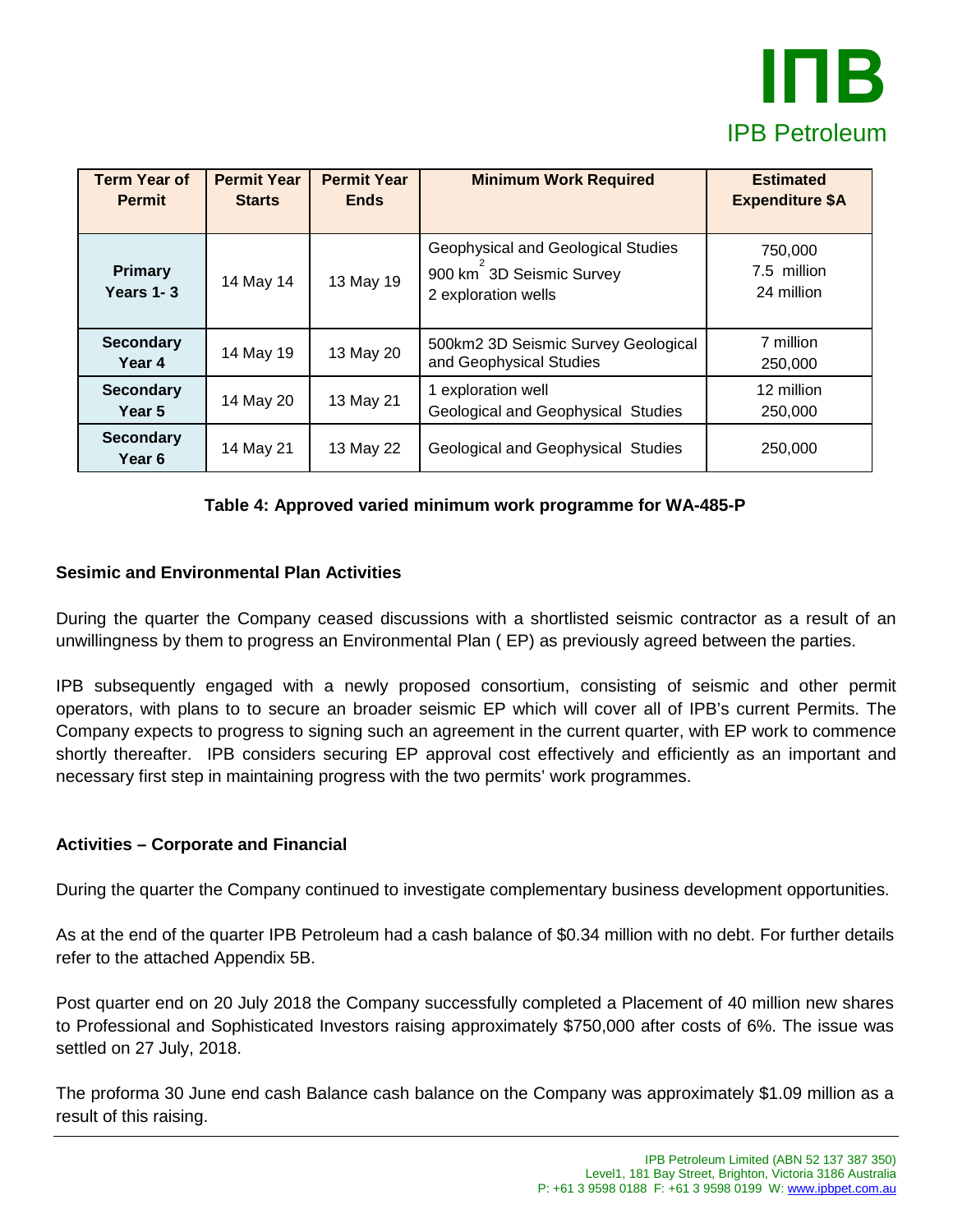| Term Year of Permit | Permit Year Starts | Permit Year Ends | Minimum Work Required | Estimated Expenditure $A |
|---|---|---|---|---|
| **Primary Years 1- 3** | 14 May 14 | 13 May 19 | Geophysical and Geological Studies<br>900 km$^2$ 3D Seismic Survey<br>2 exploration wells | 750,000<br>7.5 million<br>24 million |
| **Secondary Year 4** | 14 May 19 | 13 May 20 | 500km2 3D Seismic Survey Geological and Geophysical Studies | 7 million<br>250,000 |
| **Secondary Year 5** | 14 May 20 | 13 May 21 | 1 exploration well<br>Geological and Geophysical Studies | 12 million<br>250,000 |
| **Secondary Year 6** | 14 May 21 | 13 May 22 | Geological and Geophysical Studies | 250,000 |

**Table 4: Approved varied minimum work programme for WA-485-P**

**Sesimic and Environmental Plan Activities**

During the quarter the Company ceased discussions with a shortlisted seismic contractor as a result of an unwillingness by them to progress an Environmental Plan ( EP) as previously agreed between the parties.

IPB subsequently engaged with a newly proposed consortium, consisting of seismic and other permit operators, with plans to to secure an broader seismic EP which will cover all of IPB's current Permits. The Company expects to progress to signing such an agreement in the current quarter, with EP work to commence shortly thereafter. IPB considers securing EP approval cost effectively and efficiently as an important and necessary first step in maintaining progress with the two permits' work programmes.

**Activities – Corporate and Financial**

During the quarter the Company continued to investigate complementary business development opportunities.

As at the end of the quarter IPB Petroleum had a cash balance of $0.34 million with no debt. For further details refer to the attached Appendix 5B.

Post quarter end on 20 July 2018 the Company successfully completed a Placement of 40 million new shares to Professional and Sophisticated Investors raising approximately $750,000 after costs of 6%. The issue was settled on 27 July, 2018.

The proforma 30 June end cash Balance cash balance on the Company was approximately $1.09 million as a result of this raising.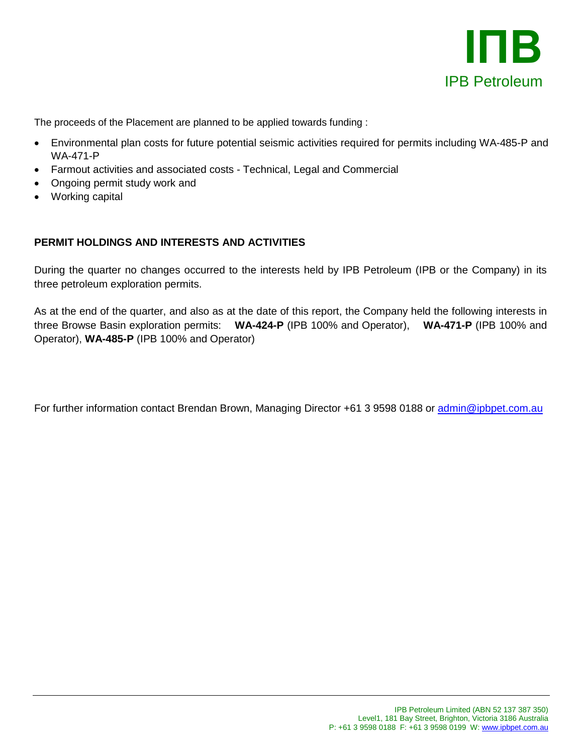The proceeds of the Placement are planned to be applied towards funding :

- Environmental plan costs for future potential seismic activities required for permits including WA-485-P and WA-471-P
- Farmout activities and associated costs - Technical, Legal and Commercial
- Ongoing permit study work and
- Working capital

## PERMIT HOLDINGS AND INTERESTS AND ACTIVITIES

During the quarter no changes occurred to the interests held by IPB Petroleum (IPB or the Company) in its three petroleum exploration permits.

As at the end of the quarter, and also as at the date of this report, the Company held the following interests in three Browse Basin exploration permits: **WA-424-P** (IPB 100% and Operator), **WA-471-P** (IPB 100% and Operator), **WA-485-P** (IPB 100% and Operator)

For further information contact Brendan Brown, Managing Director +61 3 9598 0188 or admin@ipbpet.com.au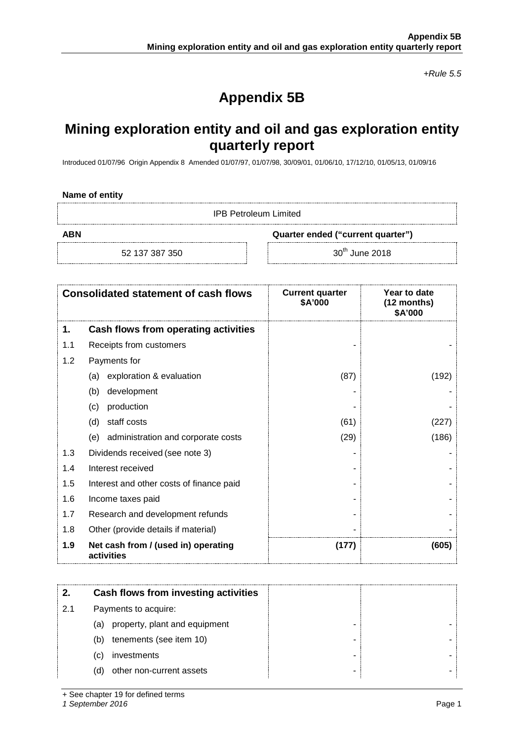*+Rule 5.5*

# Appendix 5B

## Mining exploration entity and oil and gas exploration entity quarterly report

Introduced 01/07/96 Origin Appendix 8 Amended 01/07/97, 01/07/98, 30/09/01, 01/06/10, 17/12/10, 01/05/13, 01/09/16

**Name of entity**

| IPB Petroleum Limited | |
|---|---|
| **ABN** | **Quarter ended ("current quarter")** |
| 52 137 387 350 | 30th June 2018 |

| | **Consolidated statement of cash flows** | **Current quarter $A'000** | **Year to date (12 months) $A'000** |
|---|---|---|---|
| **1.** | **Cash flows from operating activities** | | |
| 1.1 | Receipts from customers | - | - |
| 1.2 | Payments for | | |
| | (a) exploration & evaluation | (87) | (192) |
| | (b) development | - | - |
| | (c) production | - | - |
| | (d) staff costs | (61) | (227) |
| | (e) administration and corporate costs | (29) | (186) |
| 1.3 | Dividends received (see note 3) | - | - |
| 1.4 | Interest received | - | - |
| 1.5 | Interest and other costs of finance paid | - | - |
| 1.6 | Income taxes paid | - | - |
| 1.7 | Research and development refunds | - | - |
| 1.8 | Other (provide details if material) | - | - |
| **1.9** | **Net cash from / (used in) operating activities** | **(177)** | **(605)** |

| **2.** | **Cash flows from investing activities** | | |
|---|---|---|---|
| 2.1 | Payments to acquire: | | |
| | (a) property, plant and equipment | - | - |
| | (b) tenements (see item 10) | - | - |
| | (c) investments | - | - |
| | (d) other non-current assets | - | - |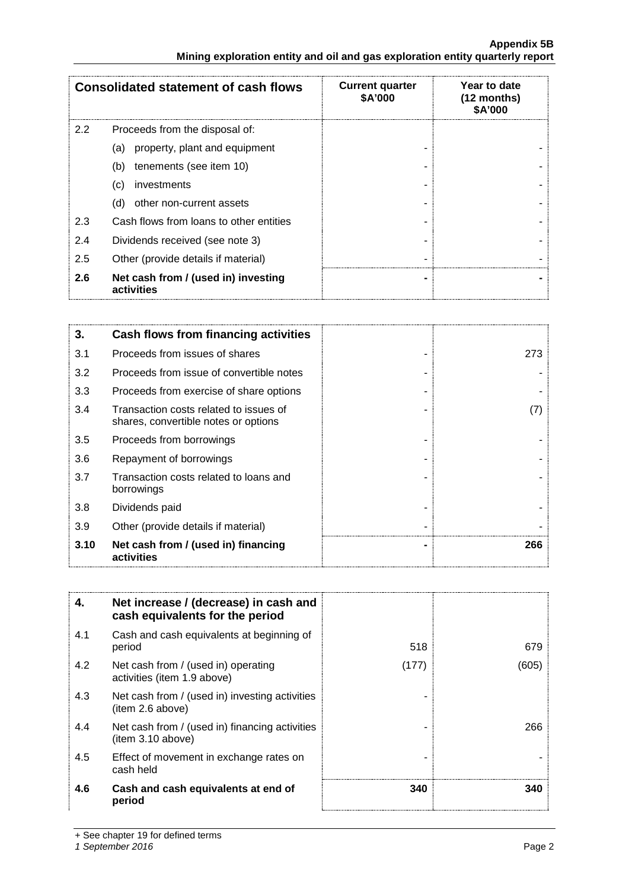| Consolidated statement of cash flows | | Current quarter $A'000 | Year to date (12 months) $A'000 |
|---|---|---|---|
| 2.2 | Proceeds from the disposal of: | | |
| | (a) property, plant and equipment | - | - |
| | (b) tenements (see item 10) | - | - |
| | (c) investments | - | - |
| | (d) other non-current assets | - | - |
| 2.3 | Cash flows from loans to other entities | - | - |
| 2.4 | Dividends received (see note 3) | - | - |
| 2.5 | Other (provide details if material) | - | - |
| **2.6** | **Net cash from / (used in) investing activities** | **-** | **-** |

| | | | |
|---|---|---|---|
| **3.** | **Cash flows from financing activities** | | |
| 3.1 | Proceeds from issues of shares | - | 273 |
| 3.2 | Proceeds from issue of convertible notes | - | - |
| 3.3 | Proceeds from exercise of share options | - | - |
| 3.4 | Transaction costs related to issues of shares, convertible notes or options | - | (7) |
| 3.5 | Proceeds from borrowings | - | - |
| 3.6 | Repayment of borrowings | - | - |
| 3.7 | Transaction costs related to loans and borrowings | - | - |
| 3.8 | Dividends paid | - | - |
| 3.9 | Other (provide details if material) | - | - |
| **3.10** | **Net cash from / (used in) financing activities** | **-** | **266** |

| | | | |
|---|---|---|---|
| **4.** | **Net increase / (decrease) in cash and cash equivalents for the period** | | |
| 4.1 | Cash and cash equivalents at beginning of period | 518 | 679 |
| 4.2 | Net cash from / (used in) operating activities (item 1.9 above) | (177) | (605) |
| 4.3 | Net cash from / (used in) investing activities (item 2.6 above) | - | |
| 4.4 | Net cash from / (used in) financing activities (item 3.10 above) | - | 266 |
| 4.5 | Effect of movement in exchange rates on cash held | - | - |
| **4.6** | **Cash and cash equivalents at end of period** | **340** | **340** |

+ See chapter 19 for defined terms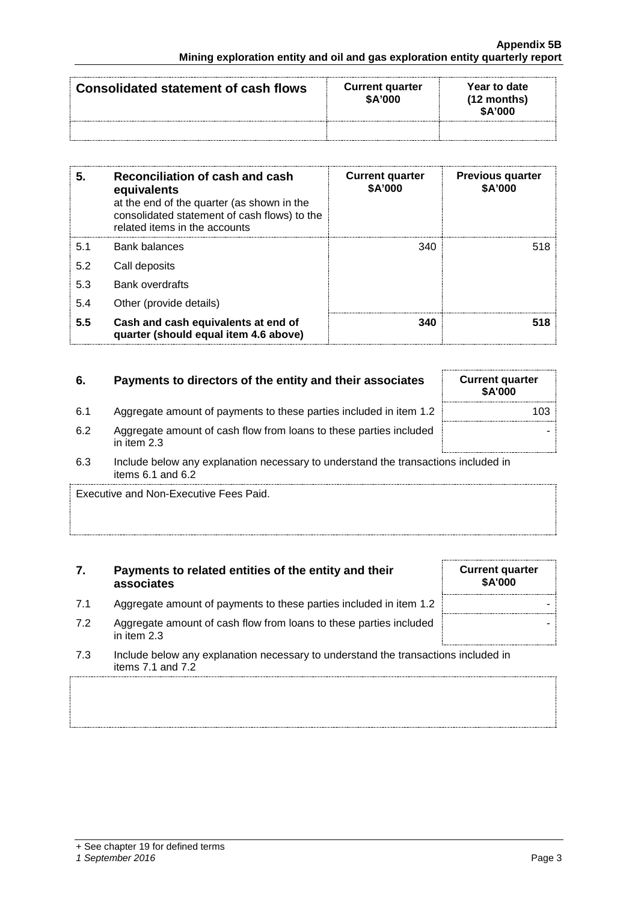| Consolidated statement of cash flows | Current quarter $A'000 | Year to date (12 months) $A'000 |
|---|---|---|
| | | |

| 5. | **Reconciliation of cash and cash equivalents** at the end of the quarter (as shown in the consolidated statement of cash flows) to the related items in the accounts | Current quarter $A'000 | Previous quarter $A'000 |
|---|---|---|---|
| 5.1 | Bank balances | 340 | 518 |
| 5.2 | Call deposits | | |
| 5.3 | Bank overdrafts | | |
| 5.4 | Other (provide details) | | |
| **5.5** | **Cash and cash equivalents at end of quarter (should equal item 4.6 above)** | **340** | **518** |

| 6. | **Payments to directors of the entity and their associates** | Current quarter $A'000 |
|---|---|---|
| 6.1 | Aggregate amount of payments to these parties included in item 1.2 | 103 |
| 6.2 | Aggregate amount of cash flow from loans to these parties included in item 2.3 | - |

6.3 Include below any explanation necessary to understand the transactions included in items 6.1 and 6.2

Executive and Non-Executive Fees Paid.

| 7. | **Payments to related entities of the entity and their associates** | Current quarter $A'000 |
|---|---|---|
| 7.1 | Aggregate amount of payments to these parties included in item 1.2 | - |
| 7.2 | Aggregate amount of cash flow from loans to these parties included in item 2.3 | - |

7.3 Include below any explanation necessary to understand the transactions included in items 7.1 and 7.2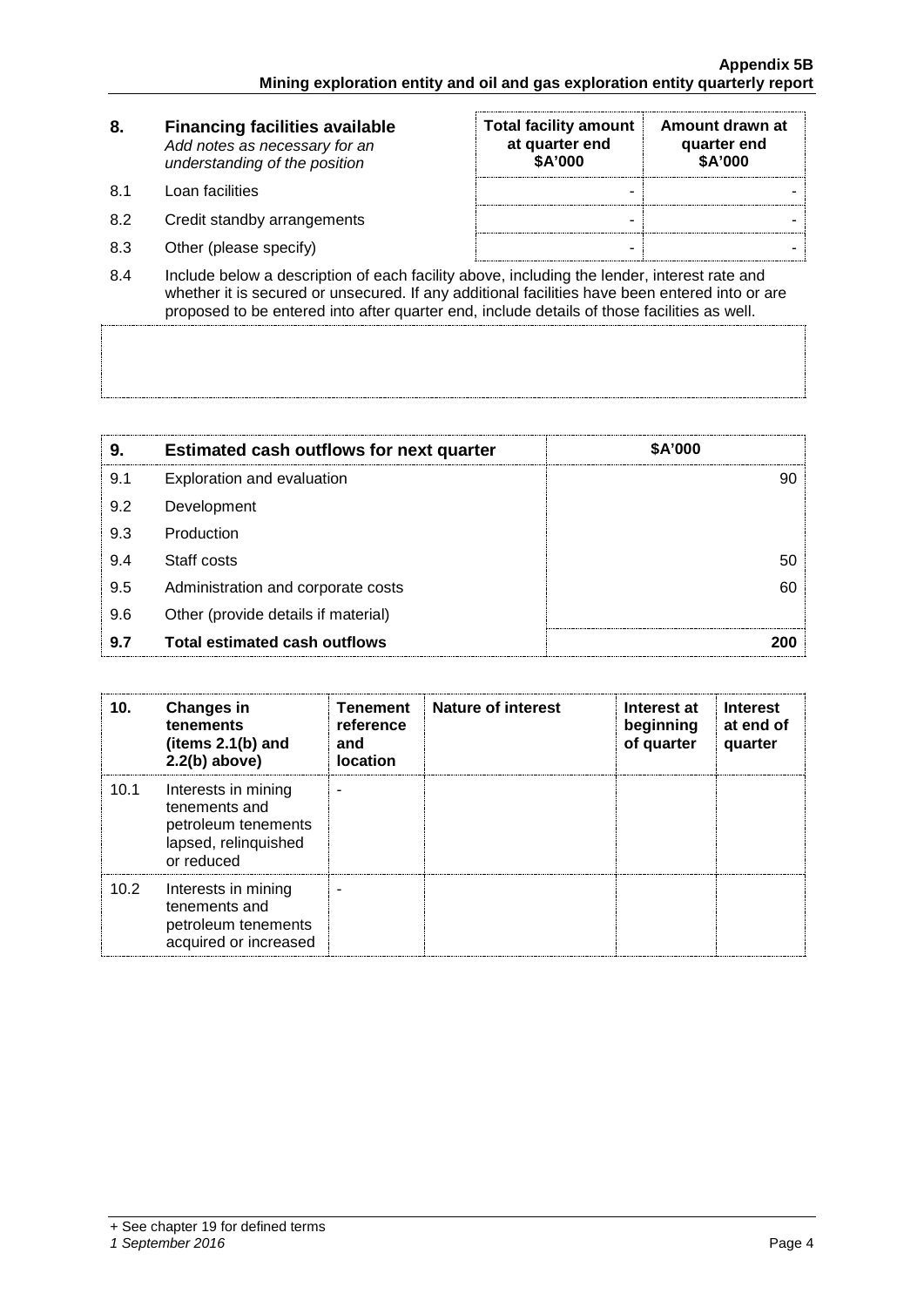| 8. | Financing facilities available *Add notes as necessary for an understanding of the position* | Total facility amount at quarter end \$A'000 | Amount drawn at quarter end \$A'000 |
|---|---|---|---|
| 8.1 | Loan facilities | - | - |
| 8.2 | Credit standby arrangements | - | - |
| 8.3 | Other (please specify) | - | - |

8.4 Include below a description of each facility above, including the lender, interest rate and whether it is secured or unsecured. If any additional facilities have been entered into or are proposed to be entered into after quarter end, include details of those facilities as well.

| 9. | Estimated cash outflows for next quarter | \$A'000 |
|---|---|---|
| 9.1 | Exploration and evaluation | 90 |
| 9.2 | Development | |
| 9.3 | Production | |
| 9.4 | Staff costs | 50 |
| 9.5 | Administration and corporate costs | 60 |
| 9.6 | Other (provide details if material) | |
| **9.7** | **Total estimated cash outflows** | **200** |

| 10. | Changes in tenements (items 2.1(b) and 2.2(b) above) | Tenement reference and location | Nature of interest | Interest at beginning of quarter | Interest at end of quarter |
|---|---|---|---|---|---|
| 10.1 | Interests in mining tenements and petroleum tenements lapsed, relinquished or reduced | - | | | |
| 10.2 | Interests in mining tenements and petroleum tenements acquired or increased | - | | | |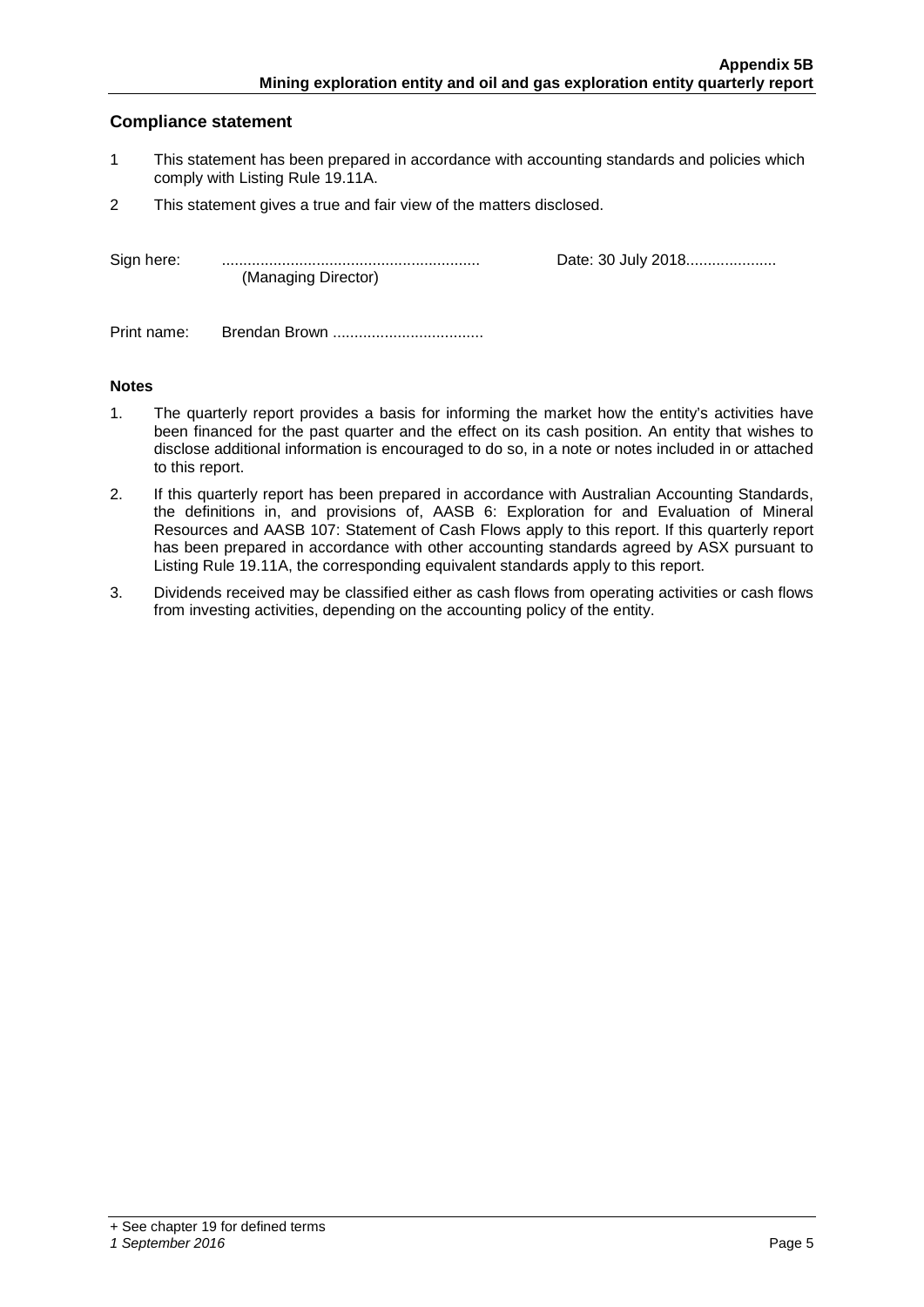## Compliance statement

1. This statement has been prepared in accordance with accounting standards and policies which comply with Listing Rule 19.11A.
2. This statement gives a true and fair view of the matters disclosed.

Sign here: ............................................................ Date: 30 July 2018.....................
(Managing Director)

Print name: Brendan Brown ...................................

### Notes

1. The quarterly report provides a basis for informing the market how the entity's activities have been financed for the past quarter and the effect on its cash position. An entity that wishes to disclose additional information is encouraged to do so, in a note or notes included in or attached to this report.
2. If this quarterly report has been prepared in accordance with Australian Accounting Standards, the definitions in, and provisions of, AASB 6: Exploration for and Evaluation of Mineral Resources and AASB 107: Statement of Cash Flows apply to this report. If this quarterly report has been prepared in accordance with other accounting standards agreed by ASX pursuant to Listing Rule 19.11A, the corresponding equivalent standards apply to this report.
3. Dividends received may be classified either as cash flows from operating activities or cash flows from investing activities, depending on the accounting policy of the entity.